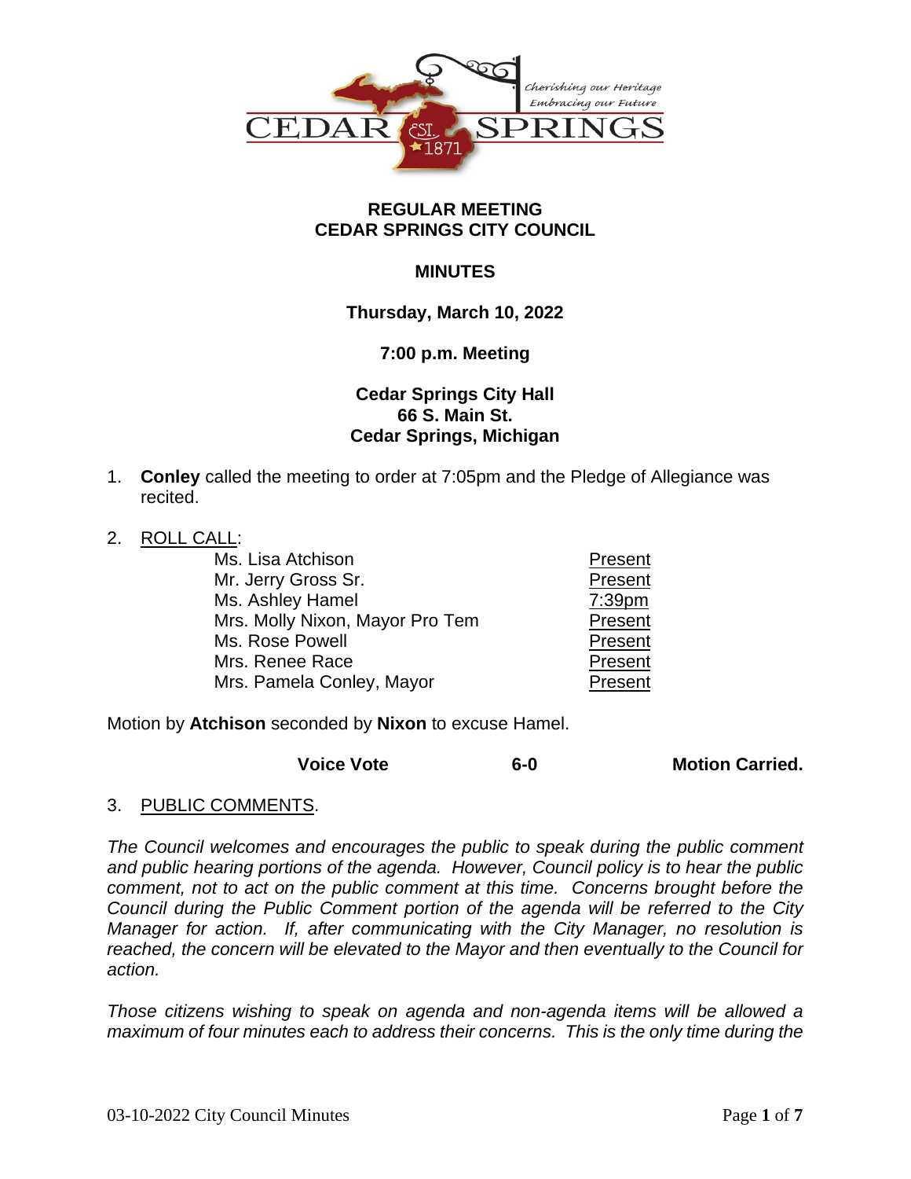**REGULAR MEETING**
**CEDAR SPRINGS CITY COUNCIL**

**MINUTES**

**Thursday, March 10, 2022**

**7:00 p.m. Meeting**

**Cedar Springs City Hall**
**66 S. Main St.**
**Cedar Springs, Michigan**

1. **Conley** called the meeting to order at 7:05pm and the Pledge of Allegiance was recited.

2. ROLL CALL:

| | |
|---|---|
| Ms. Lisa Atchison | Present |
| Mr. Jerry Gross Sr. | Present |
| Ms. Ashley Hamel | 7:39pm |
| Mrs. Molly Nixon, Mayor Pro Tem | Present |
| Ms. Rose Powell | Present |
| Mrs. Renee Race | Present |
| Mrs. Pamela Conley, Mayor | Present |

Motion by **Atchison** seconded by **Nixon** to excuse Hamel.

**Voice Vote** **6-0** **Motion Carried.**

3. PUBLIC COMMENTS.

*The Council welcomes and encourages the public to speak during the public comment and public hearing portions of the agenda. However, Council policy is to hear the public comment, not to act on the public comment at this time. Concerns brought before the Council during the Public Comment portion of the agenda will be referred to the City Manager for action. If, after communicating with the City Manager, no resolution is reached, the concern will be elevated to the Mayor and then eventually to the Council for action.*

*Those citizens wishing to speak on agenda and non-agenda items will be allowed a maximum of four minutes each to address their concerns. This is the only time during the*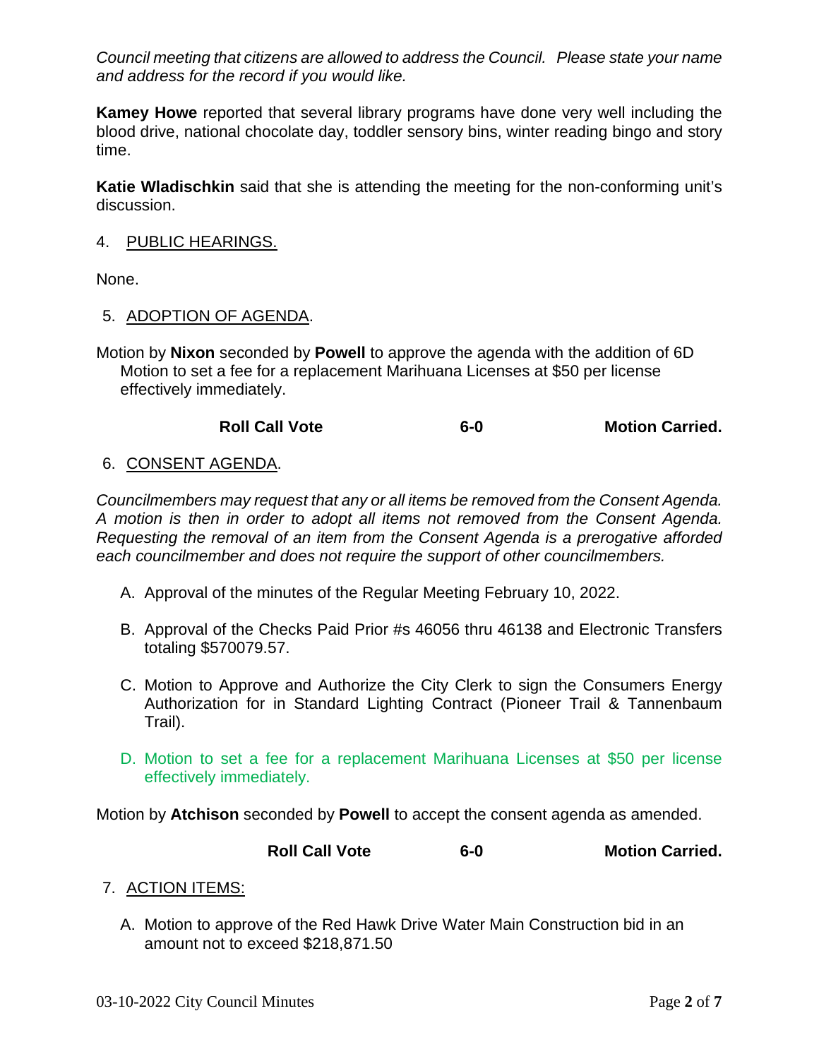*Council meeting that citizens are allowed to address the Council. Please state your name and address for the record if you would like.*

**Kamey Howe** reported that several library programs have done very well including the blood drive, national chocolate day, toddler sensory bins, winter reading bingo and story time.

**Katie Wladischkin** said that she is attending the meeting for the non-conforming unit's discussion.

4. PUBLIC HEARINGS.

None.

5. ADOPTION OF AGENDA.

Motion by **Nixon** seconded by **Powell** to approve the agenda with the addition of 6D Motion to set a fee for a replacement Marihuana Licenses at $50 per license effectively immediately.

**Roll Call Vote 6-0 Motion Carried.**

6. CONSENT AGENDA.

*Councilmembers may request that any or all items be removed from the Consent Agenda. A motion is then in order to adopt all items not removed from the Consent Agenda. Requesting the removal of an item from the Consent Agenda is a prerogative afforded each councilmember and does not require the support of other councilmembers.*

A. Approval of the minutes of the Regular Meeting February 10, 2022.

B. Approval of the Checks Paid Prior #s 46056 thru 46138 and Electronic Transfers totaling $570079.57.

C. Motion to Approve and Authorize the City Clerk to sign the Consumers Energy Authorization for in Standard Lighting Contract (Pioneer Trail & Tannenbaum Trail).

D. Motion to set a fee for a replacement Marihuana Licenses at $50 per license effectively immediately.

Motion by **Atchison** seconded by **Powell** to accept the consent agenda as amended.

**Roll Call Vote 6-0 Motion Carried.**

7. ACTION ITEMS:

A. Motion to approve of the Red Hawk Drive Water Main Construction bid in an amount not to exceed $218,871.50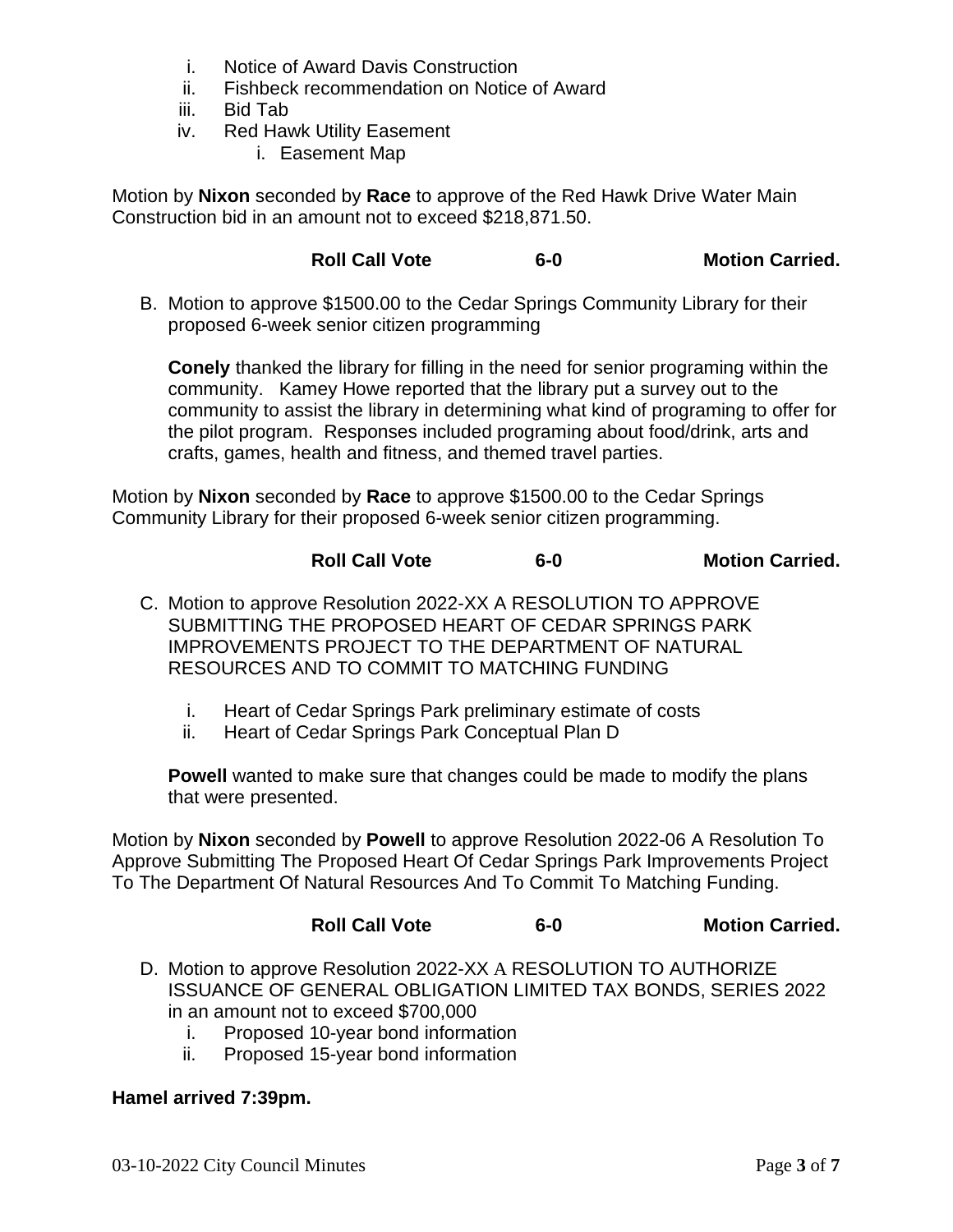i. Notice of Award Davis Construction
ii. Fishbeck recommendation on Notice of Award
iii. Bid Tab
iv. Red Hawk Utility Easement
   i. Easement Map

Motion by **Nixon** seconded by **Race** to approve of the Red Hawk Drive Water Main Construction bid in an amount not to exceed $218,871.50.

**Roll Call Vote 6-0 Motion Carried.**

B. Motion to approve $1500.00 to the Cedar Springs Community Library for their proposed 6-week senior citizen programming

**Conely** thanked the library for filling in the need for senior programing within the community. Kamey Howe reported that the library put a survey out to the community to assist the library in determining what kind of programing to offer for the pilot program. Responses included programing about food/drink, arts and crafts, games, health and fitness, and themed travel parties.

Motion by **Nixon** seconded by **Race** to approve $1500.00 to the Cedar Springs Community Library for their proposed 6-week senior citizen programming.

**Roll Call Vote 6-0 Motion Carried.**

C. Motion to approve Resolution 2022-XX A RESOLUTION TO APPROVE SUBMITTING THE PROPOSED HEART OF CEDAR SPRINGS PARK IMPROVEMENTS PROJECT TO THE DEPARTMENT OF NATURAL RESOURCES AND TO COMMIT TO MATCHING FUNDING

i. Heart of Cedar Springs Park preliminary estimate of costs
ii. Heart of Cedar Springs Park Conceptual Plan D

**Powell** wanted to make sure that changes could be made to modify the plans that were presented.

Motion by **Nixon** seconded by **Powell** to approve Resolution 2022-06 A Resolution To Approve Submitting The Proposed Heart Of Cedar Springs Park Improvements Project To The Department Of Natural Resources And To Commit To Matching Funding.

**Roll Call Vote 6-0 Motion Carried.**

D. Motion to approve Resolution 2022-XX A RESOLUTION TO AUTHORIZE ISSUANCE OF GENERAL OBLIGATION LIMITED TAX BONDS, SERIES 2022 in an amount not to exceed $700,000

i. Proposed 10-year bond information
ii. Proposed 15-year bond information

**Hamel arrived 7:39pm.**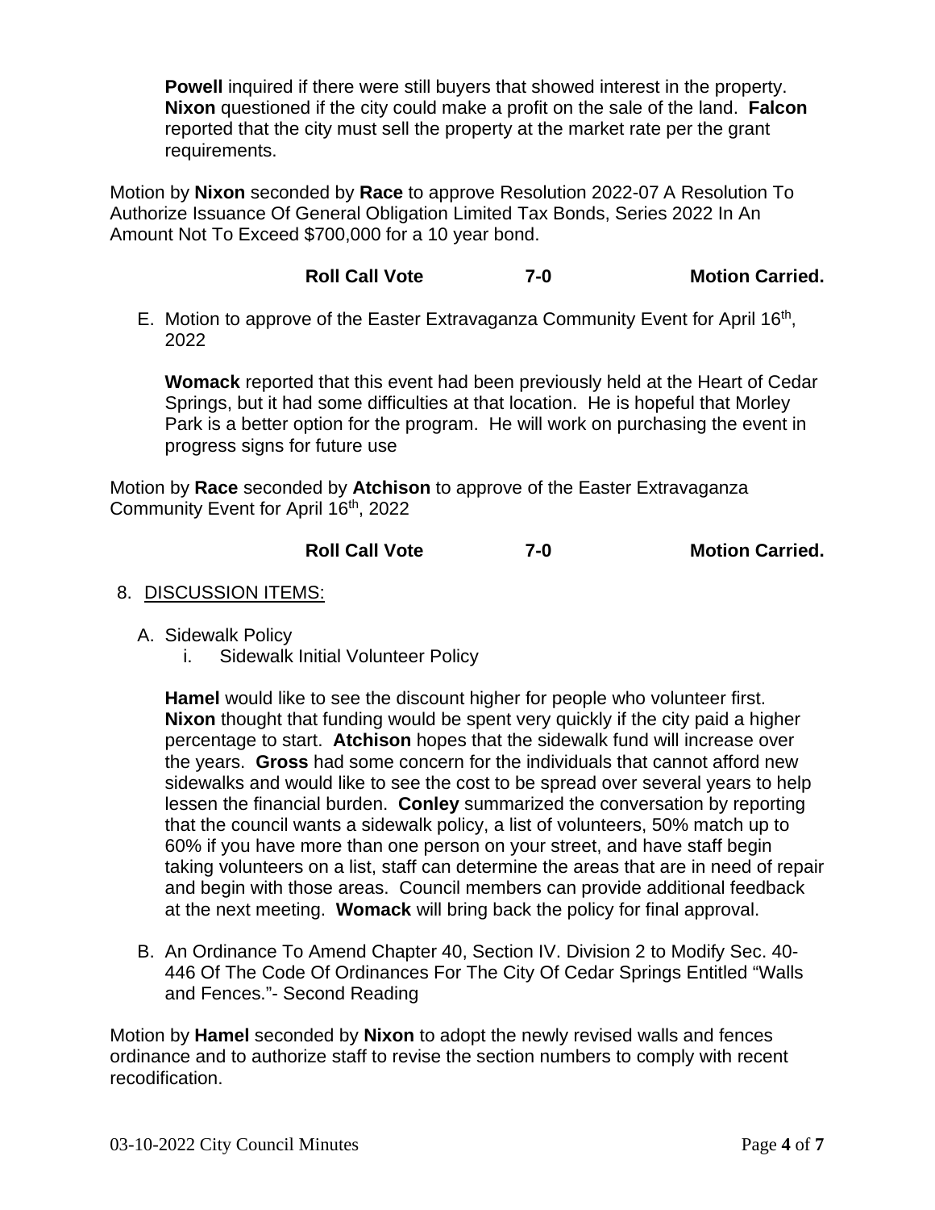**Powell** inquired if there were still buyers that showed interest in the property. **Nixon** questioned if the city could make a profit on the sale of the land. **Falcon** reported that the city must sell the property at the market rate per the grant requirements.

Motion by **Nixon** seconded by **Race** to approve Resolution 2022-07 A Resolution To Authorize Issuance Of General Obligation Limited Tax Bonds, Series 2022 In An Amount Not To Exceed $700,000 for a 10 year bond.

**Roll Call Vote 7-0 Motion Carried.**

E. Motion to approve of the Easter Extravaganza Community Event for April 16th, 2022

**Womack** reported that this event had been previously held at the Heart of Cedar Springs, but it had some difficulties at that location. He is hopeful that Morley Park is a better option for the program. He will work on purchasing the event in progress signs for future use

Motion by **Race** seconded by **Atchison** to approve of the Easter Extravaganza Community Event for April 16th, 2022

**Roll Call Vote 7-0 Motion Carried.**

8. DISCUSSION ITEMS:

A. Sidewalk Policy
   i. Sidewalk Initial Volunteer Policy

**Hamel** would like to see the discount higher for people who volunteer first. **Nixon** thought that funding would be spent very quickly if the city paid a higher percentage to start. **Atchison** hopes that the sidewalk fund will increase over the years. **Gross** had some concern for the individuals that cannot afford new sidewalks and would like to see the cost to be spread over several years to help lessen the financial burden. **Conley** summarized the conversation by reporting that the council wants a sidewalk policy, a list of volunteers, 50% match up to 60% if you have more than one person on your street, and have staff begin taking volunteers on a list, staff can determine the areas that are in need of repair and begin with those areas. Council members can provide additional feedback at the next meeting. **Womack** will bring back the policy for final approval.

B. An Ordinance To Amend Chapter 40, Section IV. Division 2 to Modify Sec. 40-446 Of The Code Of Ordinances For The City Of Cedar Springs Entitled "Walls and Fences."- Second Reading

Motion by **Hamel** seconded by **Nixon** to adopt the newly revised walls and fences ordinance and to authorize staff to revise the section numbers to comply with recent recodification.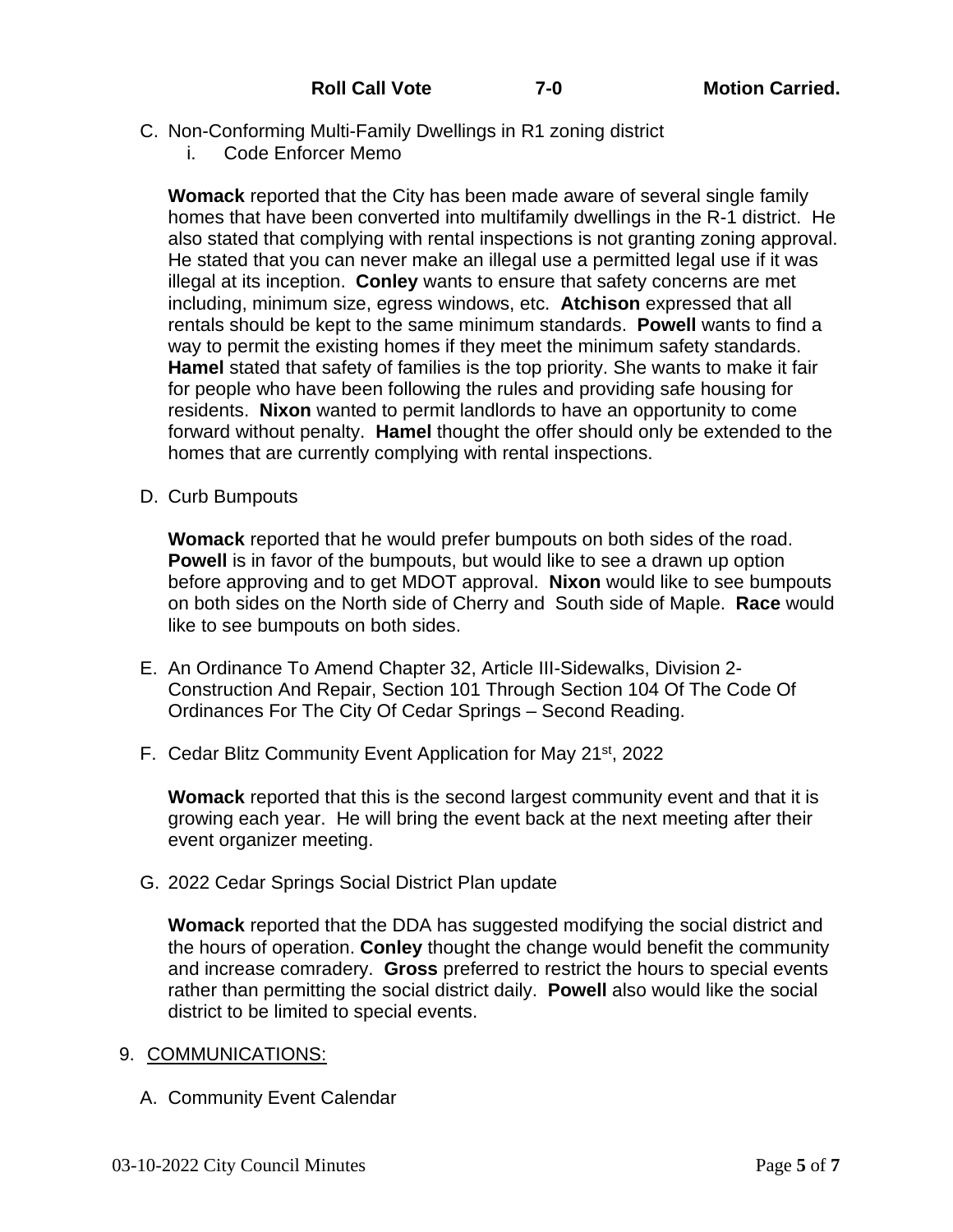**Roll Call Vote 7-0 Motion Carried.**

C. Non-Conforming Multi-Family Dwellings in R1 zoning district
   i. Code Enforcer Memo

   **Womack** reported that the City has been made aware of several single family homes that have been converted into multifamily dwellings in the R-1 district. He also stated that complying with rental inspections is not granting zoning approval. He stated that you can never make an illegal use a permitted legal use if it was illegal at its inception. **Conley** wants to ensure that safety concerns are met including, minimum size, egress windows, etc. **Atchison** expressed that all rentals should be kept to the same minimum standards. **Powell** wants to find a way to permit the existing homes if they meet the minimum safety standards. **Hamel** stated that safety of families is the top priority. She wants to make it fair for people who have been following the rules and providing safe housing for residents. **Nixon** wanted to permit landlords to have an opportunity to come forward without penalty. **Hamel** thought the offer should only be extended to the homes that are currently complying with rental inspections.

D. Curb Bumpouts

   **Womack** reported that he would prefer bumpouts on both sides of the road. **Powell** is in favor of the bumpouts, but would like to see a drawn up option before approving and to get MDOT approval. **Nixon** would like to see bumpouts on both sides on the North side of Cherry and South side of Maple. **Race** would like to see bumpouts on both sides.

E. An Ordinance To Amend Chapter 32, Article III-Sidewalks, Division 2-Construction And Repair, Section 101 Through Section 104 Of The Code Of Ordinances For The City Of Cedar Springs – Second Reading.

F. Cedar Blitz Community Event Application for May 21st, 2022

   **Womack** reported that this is the second largest community event and that it is growing each year. He will bring the event back at the next meeting after their event organizer meeting.

G. 2022 Cedar Springs Social District Plan update

   **Womack** reported that the DDA has suggested modifying the social district and the hours of operation. **Conley** thought the change would benefit the community and increase comradery. **Gross** preferred to restrict the hours to special events rather than permitting the social district daily. **Powell** also would like the social district to be limited to special events.

9. COMMUNICATIONS:

   A. Community Event Calendar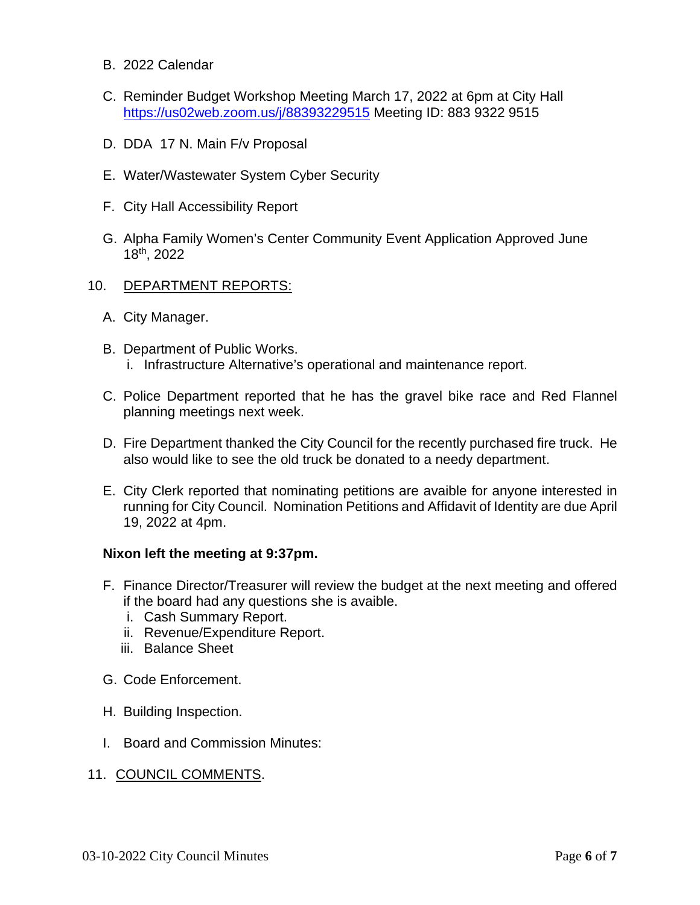B. 2022 Calendar

C. Reminder Budget Workshop Meeting March 17, 2022 at 6pm at City Hall https://us02web.zoom.us/j/88393229515 Meeting ID: 883 9322 9515

D. DDA 17 N. Main F/v Proposal

E. Water/Wastewater System Cyber Security

F. City Hall Accessibility Report

G. Alpha Family Women's Center Community Event Application Approved June 18th, 2022

10. DEPARTMENT REPORTS:

A. City Manager.

B. Department of Public Works.
   i. Infrastructure Alternative's operational and maintenance report.

C. Police Department reported that he has the gravel bike race and Red Flannel planning meetings next week.

D. Fire Department thanked the City Council for the recently purchased fire truck. He also would like to see the old truck be donated to a needy department.

E. City Clerk reported that nominating petitions are avaible for anyone interested in running for City Council. Nomination Petitions and Affidavit of Identity are due April 19, 2022 at 4pm.

**Nixon left the meeting at 9:37pm.**

F. Finance Director/Treasurer will review the budget at the next meeting and offered if the board had any questions she is avaible.
   i. Cash Summary Report.
   ii. Revenue/Expenditure Report.
   iii. Balance Sheet

G. Code Enforcement.

H. Building Inspection.

I. Board and Commission Minutes:

11. COUNCIL COMMENTS.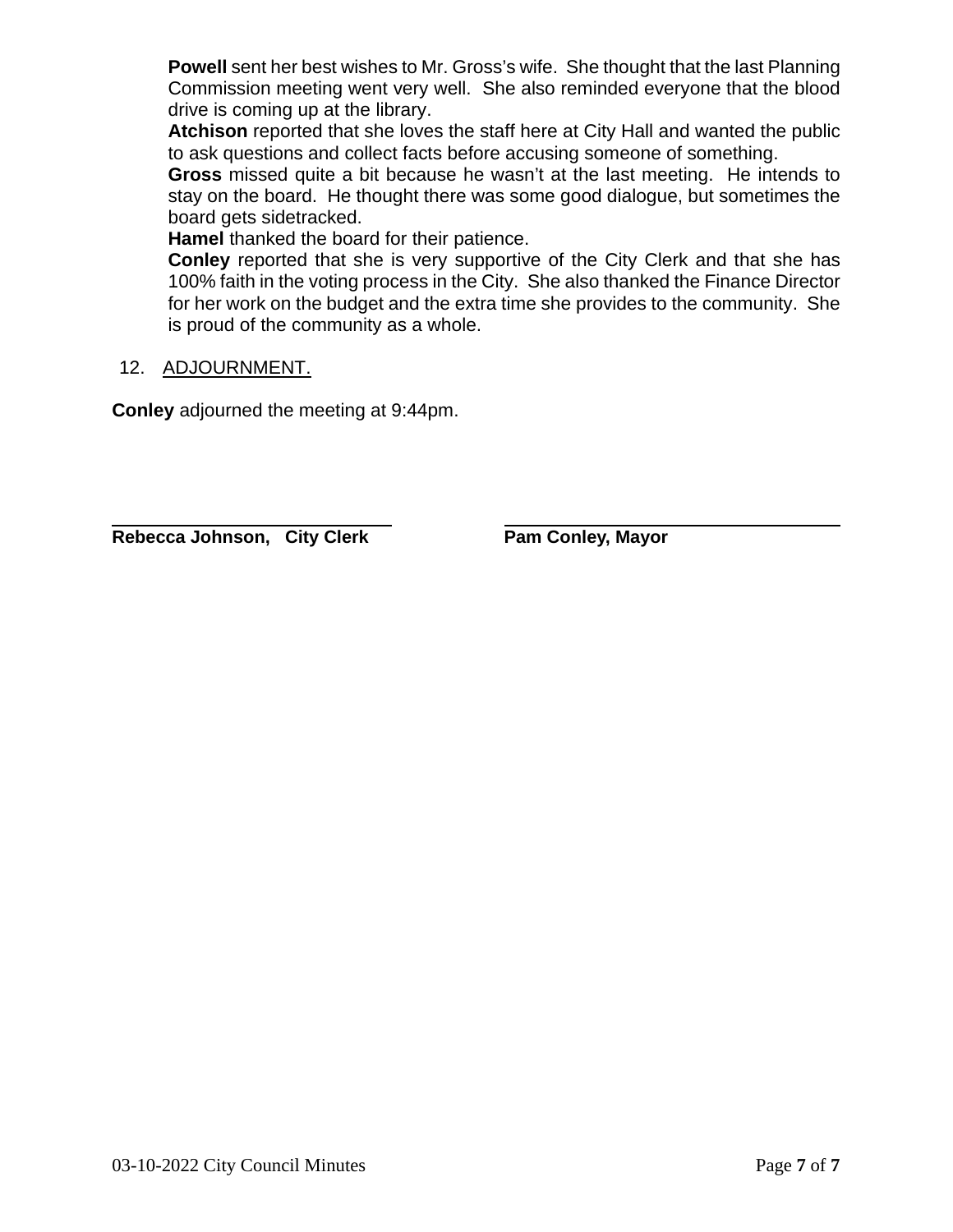**Powell** sent her best wishes to Mr. Gross's wife. She thought that the last Planning Commission meeting went very well. She also reminded everyone that the blood drive is coming up at the library.

**Atchison** reported that she loves the staff here at City Hall and wanted the public to ask questions and collect facts before accusing someone of something.

**Gross** missed quite a bit because he wasn't at the last meeting. He intends to stay on the board. He thought there was some good dialogue, but sometimes the board gets sidetracked.

**Hamel** thanked the board for their patience.

**Conley** reported that she is very supportive of the City Clerk and that she has 100% faith in the voting process in the City. She also thanked the Finance Director for her work on the budget and the extra time she provides to the community. She is proud of the community as a whole.

12. ADJOURNMENT.

**Conley** adjourned the meeting at 9:44pm.

**Rebecca Johnson, City Clerk**

**Pam Conley, Mayor**